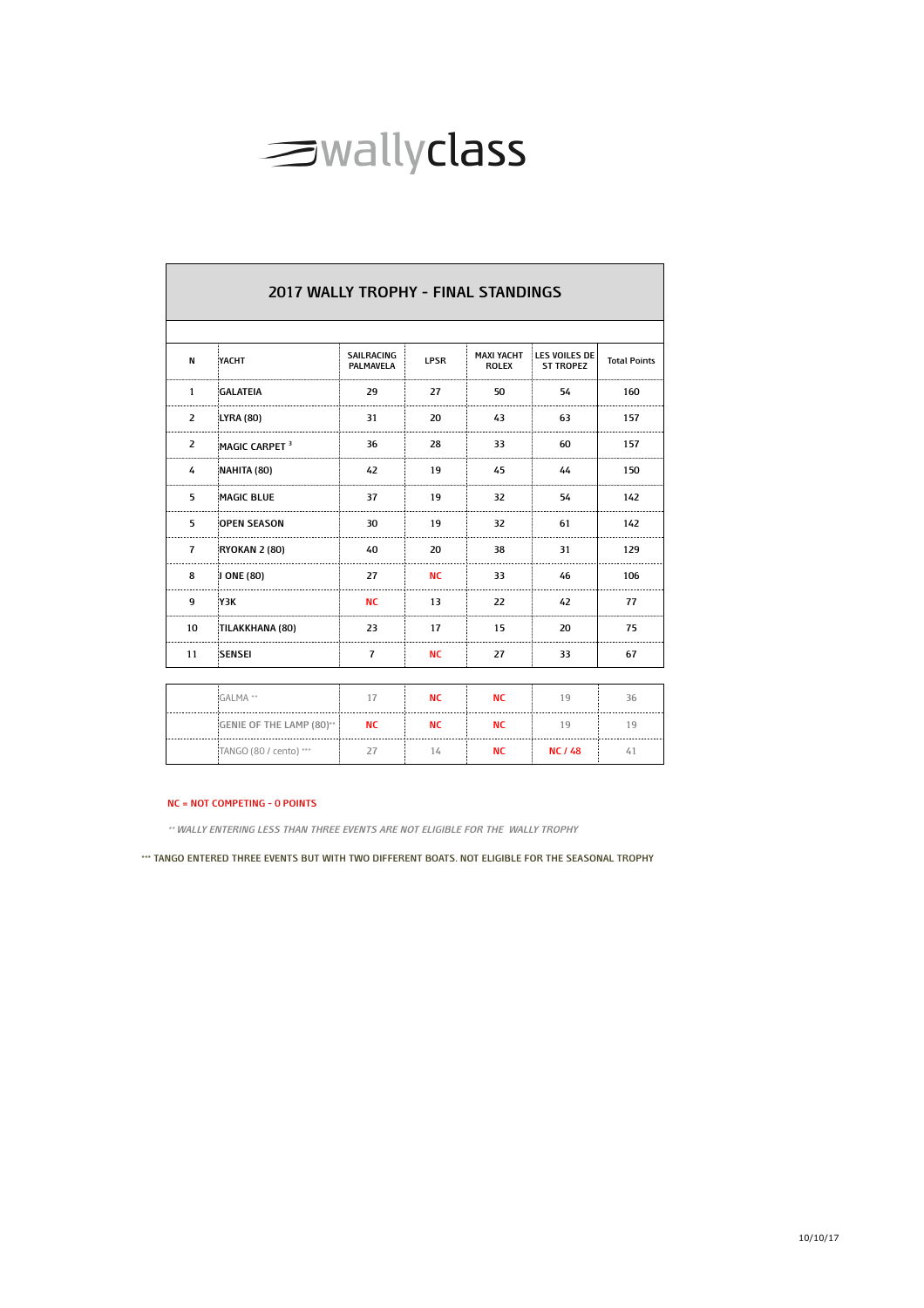wallyclass

## 2017 WALLY TROPHY - FINAL STANDINGS

| N | YACHT | SAILRACING PALMAVELA | LPSR | MAXI YACHT ROLEX | LES VOILES DE ST TROPEZ | Total Points |
|---|---|---|---|---|---|---|
| 1 | GALATEIA | 29 | 27 | 50 | 54 | 160 |
| 2 | LYRA (80) | 31 | 20 | 43 | 63 | 157 |
| 2 | MAGIC CARPET [3] | 36 | 28 | 33 | 60 | 157 |
| 4 | NAHITA (80) | 42 | 19 | 45 | 44 | 150 |
| 5 | MAGIC BLUE | 37 | 19 | 32 | 54 | 142 |
| 5 | OPEN SEASON | 30 | 19 | 32 | 61 | 142 |
| 7 | RYOKAN 2 (80) | 40 | 20 | 38 | 31 | 129 |
| 8 | J ONE (80) | 27 | NC | 33 | 46 | 106 |
| 9 | Y3K | NC | 13 | 22 | 42 | 77 |
| 10 | TILAKKHANA (80) | 23 | 17 | 15 | 20 | 75 |
| 11 | SENSEI | 7 | NC | 27 | 33 | 67 |
| | GALMA ** | 17 | NC | NC | 19 | 36 |
| | GENIE OF THE LAMP (80)** | NC | NC | NC | 19 | 19 |
| | TANGO (80 / cento) *** | 27 | 14 | NC | NC / 48 | 41 |

NC = NOT COMPETING - 0 POINTS

*\*\* WALLY ENTERING LESS THAN THREE EVENTS ARE NOT ELIGIBLE FOR THE WALLY TROPHY*

*** TANGO ENTERED THREE EVENTS BUT WITH TWO DIFFERENT BOATS. NOT ELIGIBLE FOR THE SEASONAL TROPHY

10/10/17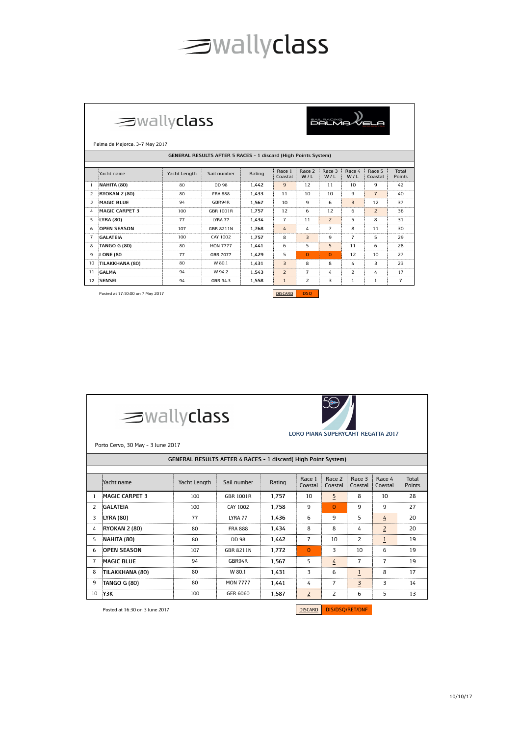# wallyclass

## wallyclass — SAIL RACING PALMAVELA

Palma de Majorca, 3-7 May 2017

**GENERAL RESULTS AFTER 5 RACES - 1 discard (High Points System)**

| | Yacht name | Yacht Length | Sail number | Rating | Race 1 Coastal | Race 2 W / L | Race 3 W / L | Race 4 W / L | Race 5 Coastal | Total Points |
|---|---|---|---|---|---|---|---|---|---|---|
| 1 | NAHITA (80) | 80 | DD 98 | 1,442 | 9 | 12 | 11 | 10 | 9 | 42 |
| 2 | RYOKAN 2 (80) | 80 | FRA 888 | 1,433 | 11 | 10 | 10 | 9 | 7 | 40 |
| 3 | MAGIC BLUE | 94 | GBR94R | 1,567 | 10 | 9 | 6 | 3 | 12 | 37 |
| 4 | MAGIC CARPET 3 | 100 | GBR 1001R | 1,757 | 12 | 6 | 12 | 6 | 2 | 36 |
| 5 | LYRA (80) | 77 | LYRA 77 | 1,434 | 7 | 11 | 2 | 5 | 8 | 31 |
| 6 | OPEN SEASON | 107 | GBR 8211N | 1,768 | 4 | 4 | 7 | 8 | 11 | 30 |
| 7 | GALATEIA | 100 | CAY 1002 | 1,757 | 8 | 3 | 9 | 7 | 5 | 29 |
| 8 | TANGO G (80) | 80 | MON 7777 | 1,441 | 6 | 5 | 5 | 11 | 6 | 28 |
| 9 | J ONE (80 | 77 | GBR 7077 | 1,429 | 5 | 0 | 0 | 12 | 10 | 27 |
| 10 | TILAKKHANA (80) | 80 | W 80.1 | 1,431 | 3 | 8 | 8 | 4 | 3 | 23 |
| 11 | GALMA | 94 | W 94.2 | 1,543 | 2 | 7 | 4 | 2 | 4 | 17 |
| 12 | SENSEI | 94 | GBR 94.3 | 1,558 | 1 | 2 | 3 | 1 | 1 | 7 |

Posted at 17:10:00 on 7 May 2017

DISCARD DSQ

## wallyclass — LORO PIANA SUPERYCAHT REGATTA 2017

Porto Cervo, 30 May - 3 June 2017

**GENERAL RESULTS AFTER 4 RACES - 1 discard( High Point System)**

| | Yacht name | Yacht Length | Sail number | Rating | Race 1 Coastal | Race 2 Coastal | Race 3 Coastal | Race 4 Coastal | Total Points |
|---|---|---|---|---|---|---|---|---|---|
| 1 | MAGIC CARPET 3 | 100 | GBR 1001R | 1,757 | 10 | 5 | 8 | 10 | 28 |
| 2 | GALATEIA | 100 | CAY 1002 | 1,758 | 9 | 0 | 9 | 9 | 27 |
| 3 | LYRA (80) | 77 | LYRA 77 | 1,436 | 6 | 9 | 5 | 4 | 20 |
| 4 | RYOKAN 2 (80) | 80 | FRA 888 | 1,434 | 8 | 8 | 4 | 2 | 20 |
| 5 | NAHITA (80) | 80 | DD 98 | 1,442 | 7 | 10 | 2 | 1 | 19 |
| 6 | OPEN SEASON | 107 | GBR 8211N | 1,772 | 0 | 3 | 10 | 6 | 19 |
| 7 | MAGIC BLUE | 94 | GBR94R | 1,567 | 5 | 4 | 7 | 7 | 19 |
| 8 | TILAKKHANA (80) | 80 | W 80.1 | 1,431 | 3 | 6 | 1 | 8 | 17 |
| 9 | TANGO G (80) | 80 | MON 7777 | 1,441 | 4 | 7 | 3 | 3 | 14 |
| 10 | Y3K | 100 | GER 6060 | 1,587 | 2 | 2 | 6 | 5 | 13 |

Posted at 16:30 on 3 June 2017

DISCARD DIS/DSQ/RET/DNF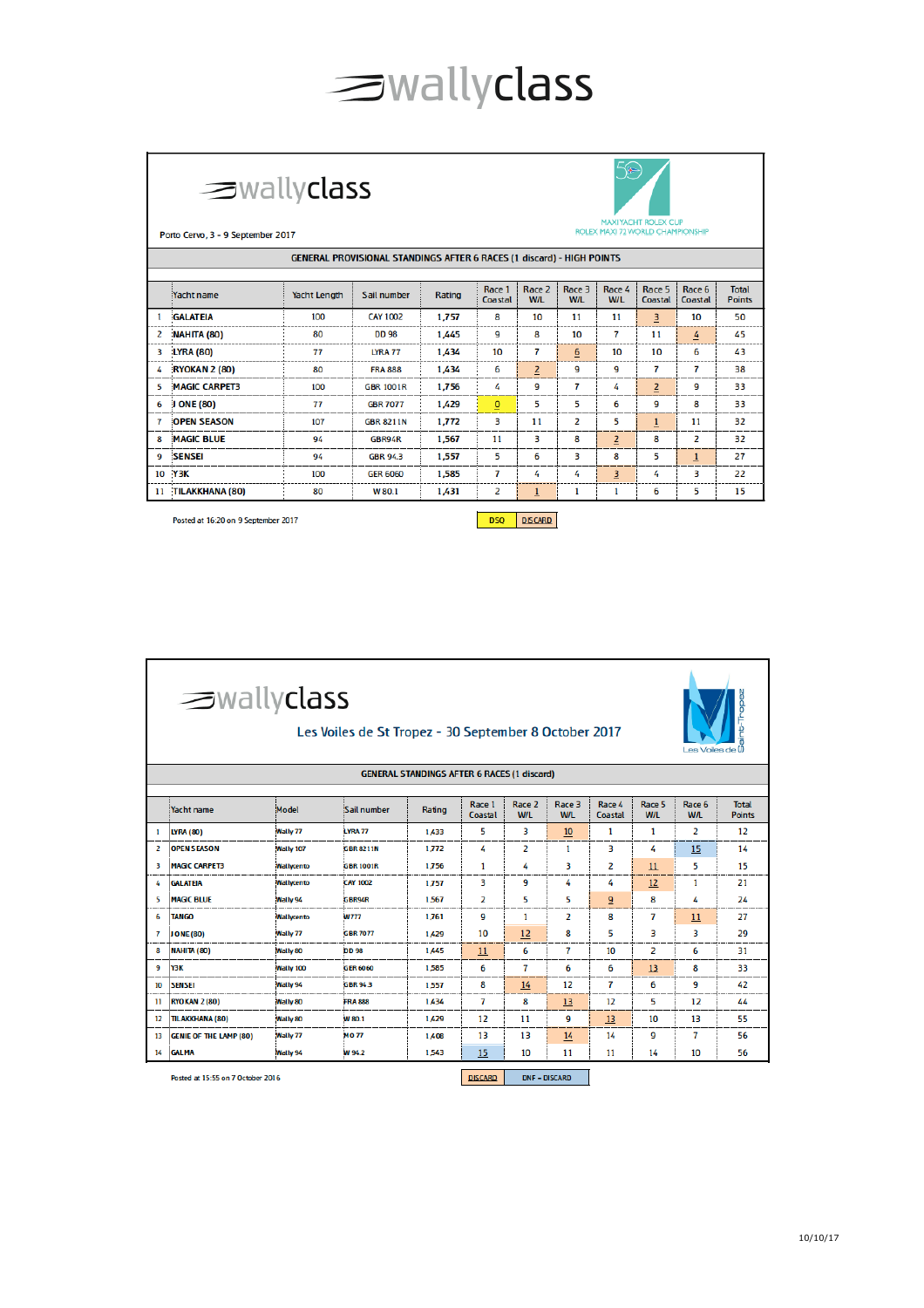# wallyclass

## wallyclass

Porto Cervo, 3 - 9 September 2017

MAXI YACHT ROLEX CUP
ROLEX MAXI 72 WORLD CHAMPIONSHIP

**GENERAL PROVISIONAL STANDINGS AFTER 6 RACES (1 discard) - HIGH POINTS**

| | Yacht name | Yacht Length | Sail number | Rating | Race 1 Coastal | Race 2 W/L | Race 3 W/L | Race 4 W/L | Race 5 Coastal | Race 6 Coastal | Total Points |
|---|---|---|---|---|---|---|---|---|---|---|---|
| 1 | GALATEIA | 100 | CAY 1002 | 1,757 | 8 | 10 | 11 | 11 | 3 | 10 | 50 |
| 2 | NAHITA (80) | 80 | DD 98 | 1,445 | 9 | 8 | 10 | 7 | 11 | 4 | 45 |
| 3 | LYRA (80) | 77 | LYRA 77 | 1,434 | 10 | 7 | 6 | 10 | 10 | 6 | 43 |
| 4 | RYOKAN 2 (80) | 80 | FRA 888 | 1,434 | 6 | 2 | 9 | 9 | 7 | 7 | 38 |
| 5 | MAGIC CARPET3 | 100 | GBR 1001R | 1,756 | 4 | 9 | 7 | 4 | 2 | 9 | 33 |
| 6 | J ONE (80) | 77 | GBR 7077 | 1,429 | 0 | 5 | 5 | 6 | 9 | 8 | 33 |
| 7 | OPEN SEASON | 107 | GBR 8211N | 1,772 | 3 | 11 | 2 | 5 | 1 | 11 | 32 |
| 8 | MAGIC BLUE | 94 | GBR94R | 1,567 | 11 | 3 | 8 | 2 | 8 | 2 | 32 |
| 9 | SENSEI | 94 | GBR 94.3 | 1,557 | 5 | 6 | 3 | 8 | 5 | 1 | 27 |
| 10 | Y3K | 100 | GER 6060 | 1,585 | 7 | 4 | 4 | 3 | 4 | 3 | 22 |
| 11 | TILAKKHANA (80) | 80 | W 80.1 | 1,431 | 2 | 1 | 1 | 1 | 6 | 5 | 15 |

Posted at 16:20 on 9 September 2017

DSQ | DISCARD

## wallyclass

Les Voiles de St Tropez - 30 September 8 October 2017

Les Voiles de Saint-Tropez

**GENERAL STANDINGS AFTER 6 RACES (1 discard)**

| | Yacht name | Model | Sail number | Rating | Race 1 Coastal | Race 2 W/L | Race 3 W/L | Race 4 Coastal | Race 5 W/L | Race 6 W/L | Total Points |
|---|---|---|---|---|---|---|---|---|---|---|---|
| 1 | LYRA (80) | Wally 77 | LYRA 77 | 1,433 | 5 | 3 | 10 | 1 | 1 | 2 | 12 |
| 2 | OPEN SEASON | Wally 107 | GBR 8211N | 1,772 | 4 | 2 | 1 | 3 | 4 | 15 | 14 |
| 3 | MAGIC CARPET3 | Wallycento | GBR 1001R | 1,756 | 1 | 4 | 3 | 2 | 11 | 5 | 15 |
| 4 | GALATEIA | Wallycento | CAY 1002 | 1,757 | 3 | 9 | 4 | 4 | 12 | 1 | 21 |
| 5 | MAGIC BLUE | Wally 94 | GBR94R | 1,567 | 2 | 5 | 5 | 9 | 8 | 4 | 24 |
| 6 | TANGO | Wallycento | W777 | 1,761 | 9 | 1 | 2 | 8 | 7 | 11 | 27 |
| 7 | J ONE (80) | Wally 77 | GBR 7077 | 1,429 | 10 | 12 | 8 | 5 | 3 | 3 | 29 |
| 8 | NAHITA (80) | Wally 80 | DD 98 | 1,445 | 11 | 6 | 7 | 10 | 2 | 6 | 31 |
| 9 | Y3K | Wally 100 | GER 6060 | 1,585 | 6 | 7 | 6 | 6 | 13 | 8 | 33 |
| 10 | SENSEI | Wally 94 | GBR 94.3 | 1,557 | 8 | 14 | 12 | 7 | 6 | 9 | 42 |
| 11 | RYOKAN 2 (80) | Wally 80 | FRA 888 | 1,434 | 7 | 8 | 13 | 12 | 5 | 12 | 44 |
| 12 | TILAKKHANA (80) | Wally 80 | W 80.1 | 1,429 | 12 | 11 | 9 | 13 | 10 | 13 | 55 |
| 13 | GENIE OF THE LAMP (80) | Wally 77 | MO 77 | 1,408 | 13 | 13 | 14 | 14 | 9 | 7 | 56 |
| 14 | GALMA | Wally 94 | W 94.2 | 1,543 | 15 | 10 | 11 | 11 | 14 | 10 | 56 |

Posted at 15:55 on 7 October 2016

DISCARD | DNF - DISCARD

10/10/17